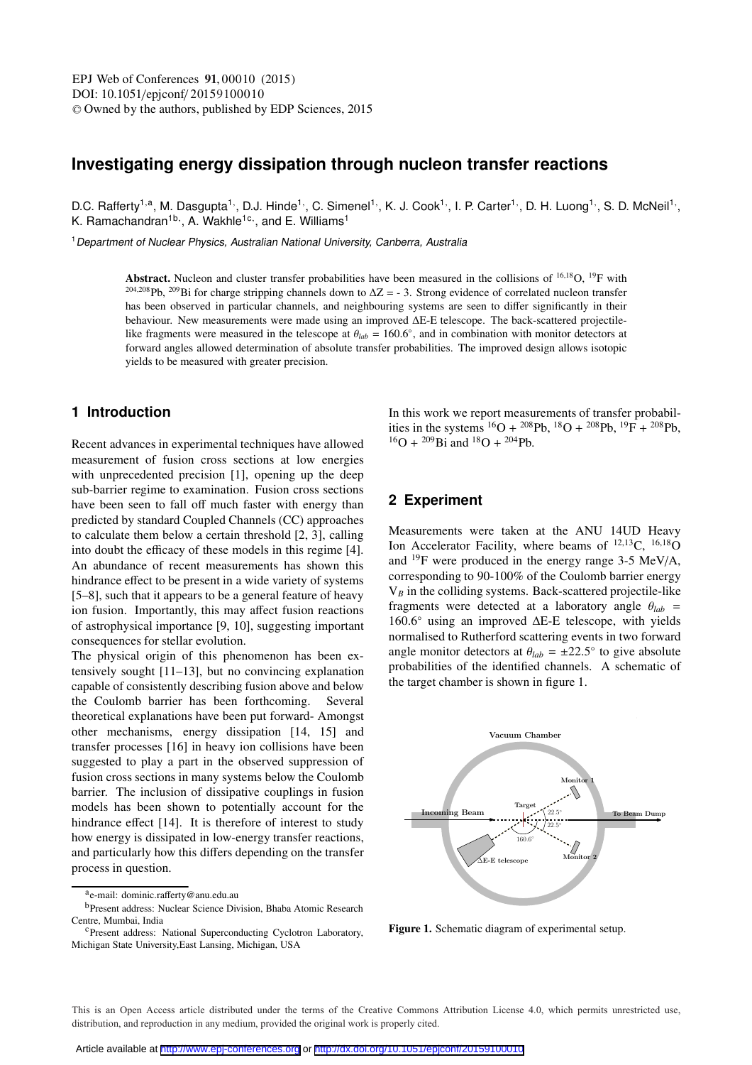# Investigating energy dissipation through nucleon transfer reactions

D.C. Rafferty[1,a], M. Dasgupta[1], D.J. Hinde[1], C. Simenel[1], K. J. Cook[1], I. P. Carter[1], D. H. Luong[1], S. D. McNeil[1], K. Ramachandran[1b], A. Wakhle[1c], and E. Williams[1]

[1] *Department of Nuclear Physics, Australian National University, Canberra, Australia*

**Abstract.** Nucleon and cluster transfer probabilities have been measured in the collisions of $^{16,18}$O, $^{19}$F with $^{204,208}$Pb, $^{209}$Bi for charge stripping channels down to $\Delta Z = -3$. Strong evidence of correlated nucleon transfer has been observed in particular channels, and neighbouring systems are seen to differ significantly in their behaviour. New measurements were made using an improved $\Delta$E-E telescope. The back-scattered projectile-like fragments were measured in the telescope at $\theta_{lab} = 160.6°$, and in combination with monitor detectors at forward angles allowed determination of absolute transfer probabilities. The improved design allows isotopic yields to be measured with greater precision.

## 1 Introduction

Recent advances in experimental techniques have allowed measurement of fusion cross sections at low energies with unprecedented precision [1], opening up the deep sub-barrier regime to examination. Fusion cross sections have been seen to fall off much faster with energy than predicted by standard Coupled Channels (CC) approaches to calculate them below a certain threshold [2, 3], calling into doubt the efficacy of these models in this regime [4]. An abundance of recent measurements has shown this hindrance effect to be present in a wide variety of systems [5–8], such that it appears to be a general feature of heavy ion fusion. Importantly, this may affect fusion reactions of astrophysical importance [9, 10], suggesting important consequences for stellar evolution.

The physical origin of this phenomenon has been extensively sought [11–13], but no convincing explanation capable of consistently describing fusion above and below the Coulomb barrier has been forthcoming. Several theoretical explanations have been put forward- Amongst other mechanisms, energy dissipation [14, 15] and transfer processes [16] in heavy ion collisions have been suggested to play a part in the observed suppression of fusion cross sections in many systems below the Coulomb barrier. The inclusion of dissipative couplings in fusion models has been shown to potentially account for the hindrance effect [14]. It is therefore of interest to study how energy is dissipated in low-energy transfer reactions, and particularly how this differs depending on the transfer process in question.

In this work we report measurements of transfer probabilities in the systems $^{16}$O + $^{208}$Pb, $^{18}$O + $^{208}$Pb, $^{19}$F + $^{208}$Pb, $^{16}$O + $^{209}$Bi and $^{18}$O + $^{204}$Pb.

## 2 Experiment

Measurements were taken at the ANU 14UD Heavy Ion Accelerator Facility, where beams of $^{12,13}$C, $^{16,18}$O and $^{19}$F were produced in the energy range 3-5 MeV/A, corresponding to 90-100% of the Coulomb barrier energy $V_B$ in the colliding systems. Back-scattered projectile-like fragments were detected at a laboratory angle $\theta_{lab} = 160.6°$ using an improved $\Delta$E-E telescope, with yields normalised to Rutherford scattering events in two forward angle monitor detectors at $\theta_{lab} = \pm 22.5°$ to give absolute probabilities of the identified channels. A schematic of the target chamber is shown in figure 1.

**Figure 1.** Schematic diagram of experimental setup.

[a] e-mail: dominic.rafferty@anu.edu.au

[b] Present address: Nuclear Science Division, Bhaba Atomic Research Centre, Mumbai, India

[c] Present address: National Superconducting Cyclotron Laboratory, Michigan State University, East Lansing, Michigan, USA

This is an Open Access article distributed under the terms of the Creative Commons Attribution License 4.0, which permits unrestricted use, distribution, and reproduction in any medium, provided the original work is properly cited.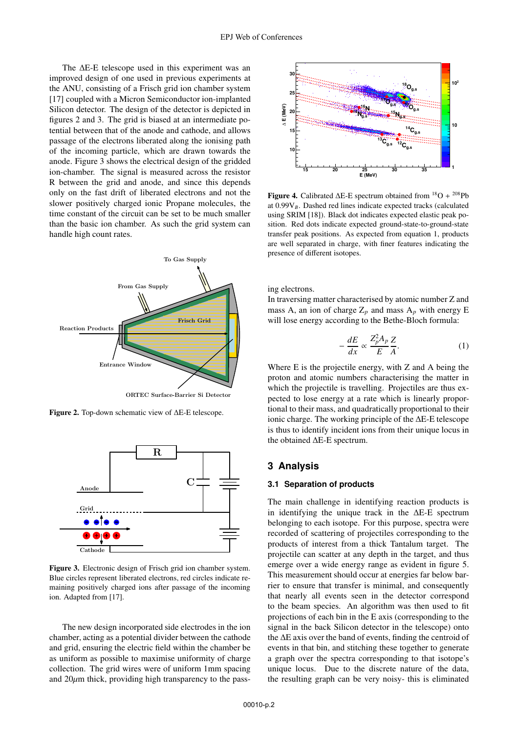The ΔE-E telescope used in this experiment was an improved design of one used in previous experiments at the ANU, consisting of a Frisch grid ion chamber system [17] coupled with a Micron Semiconductor ion-implanted Silicon detector. The design of the detector is depicted in figures 2 and 3. The grid is biased at an intermediate potential between that of the anode and cathode, and allows passage of the electrons liberated along the ionising path of the incoming particle, which are drawn towards the anode. Figure 3 shows the electrical design of the gridded ion-chamber. The signal is measured across the resistor R between the grid and anode, and since this depends only on the fast drift of liberated electrons and not the slower positively charged ionic Propane molecules, the time constant of the circuit can be set to be much smaller than the basic ion chamber. As such the grid system can handle high count rates.

**Figure 2.** Top-down schematic view of ΔE-E telescope.

**Figure 3.** Electronic design of Frisch grid ion chamber system. Blue circles represent liberated electrons, red circles indicate remaining positively charged ions after passage of the incoming ion. Adapted from [17].

The new design incorporated side electrodes in the ion chamber, acting as a potential divider between the cathode and grid, ensuring the electric field within the chamber be as uniform as possible to maximise uniformity of charge collection. The grid wires were of uniform 1mm spacing and 20$\mu$m thick, providing high transparency to the passing electrons.

**Figure 4.** Calibrated ΔE-E spectrum obtained from $^{18}$O + $^{208}$Pb at 0.99$V_B$. Dashed red lines indicate expected tracks (calculated using SRIM [18]). Black dot indicates expected elastic peak position. Red dots indicate expected ground-state-to-ground-state transfer peak positions. As expected from equation 1, products are well separated in charge, with finer features indicating the presence of different isotopes.

In traversing matter characterised by atomic number Z and mass A, an ion of charge $Z_p$ and mass $A_p$ with energy E will lose energy according to the Bethe-Bloch formula:

$$-\frac{dE}{dx} \propto \frac{Z_p^2 A_p}{E} \frac{Z}{A}. \tag{1}$$

Where E is the projectile energy, with Z and A being the proton and atomic numbers characterising the matter in which the projectile is travelling. Projectiles are thus expected to lose energy at a rate which is linearly proportional to their mass, and quadratically proportional to their ionic charge. The working principle of the ΔE-E telescope is thus to identify incident ions from their unique locus in the obtained ΔE-E spectrum.

## 3 Analysis

### 3.1 Separation of products

The main challenge in identifying reaction products is in identifying the unique track in the ΔE-E spectrum belonging to each isotope. For this purpose, spectra were recorded of scattering of projectiles corresponding to the products of interest from a thick Tantalum target. The projectile can scatter at any depth in the target, and thus emerge over a wide energy range as evident in figure 5. This measurement should occur at energies far below barrier to ensure that transfer is minimal, and consequently that nearly all events seen in the detector correspond to the beam species. An algorithm was then used to fit projections of each bin in the E axis (corresponding to the signal in the back Silicon detector in the telescope) onto the ΔE axis over the band of events, finding the centroid of events in that bin, and stitching these together to generate a graph over the spectra corresponding to that isotope's unique locus. Due to the discrete nature of the data, the resulting graph can be very noisy- this is eliminated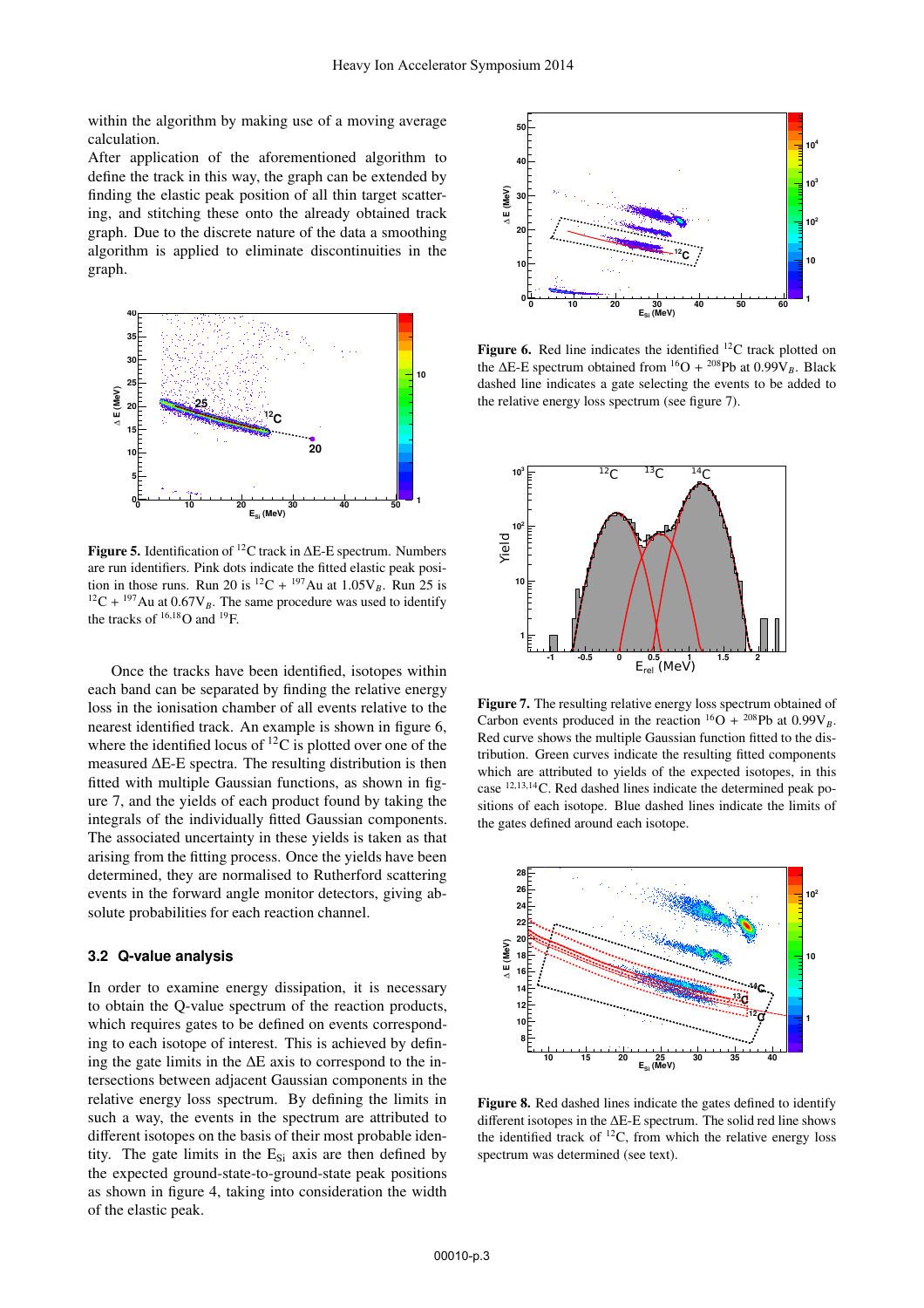within the algorithm by making use of a moving average calculation.
After application of the aforementioned algorithm to define the track in this way, the graph can be extended by finding the elastic peak position of all thin target scattering, and stitching these onto the already obtained track graph. Due to the discrete nature of the data a smoothing algorithm is applied to eliminate discontinuities in the graph.

**Figure 5.** Identification of $^{12}$C track in ΔE-E spectrum. Numbers are run identifiers. Pink dots indicate the fitted elastic peak position in those runs. Run 20 is $^{12}$C + $^{197}$Au at 1.05V$_B$. Run 25 is $^{12}$C + $^{197}$Au at 0.67V$_B$. The same procedure was used to identify the tracks of $^{16,18}$O and $^{19}$F.

Once the tracks have been identified, isotopes within each band can be separated by finding the relative energy loss in the ionisation chamber of all events relative to the nearest identified track. An example is shown in figure 6, where the identified locus of $^{12}$C is plotted over one of the measured ΔE-E spectra. The resulting distribution is then fitted with multiple Gaussian functions, as shown in figure 7, and the yields of each product found by taking the integrals of the individually fitted Gaussian components. The associated uncertainty in these yields is taken as that arising from the fitting process. Once the yields have been determined, they are normalised to Rutherford scattering events in the forward angle monitor detectors, giving absolute probabilities for each reaction channel.

### 3.2 Q-value analysis

In order to examine energy dissipation, it is necessary to obtain the Q-value spectrum of the reaction products, which requires gates to be defined on events corresponding to each isotope of interest. This is achieved by defining the gate limits in the ΔE axis to correspond to the intersections between adjacent Gaussian components in the relative energy loss spectrum. By defining the limits in such a way, the events in the spectrum are attributed to different isotopes on the basis of their most probable identity. The gate limits in the $E_{Si}$ axis are then defined by the expected ground-state-to-ground-state peak positions as shown in figure 4, taking into consideration the width of the elastic peak.

**Figure 6.** Red line indicates the identified $^{12}$C track plotted on the ΔE-E spectrum obtained from $^{16}$O + $^{208}$Pb at 0.99V$_B$. Black dashed line indicates a gate selecting the events to be added to the relative energy loss spectrum (see figure 7).

**Figure 7.** The resulting relative energy loss spectrum obtained of Carbon events produced in the reaction $^{16}$O + $^{208}$Pb at 0.99V$_B$. Red curve shows the multiple Gaussian function fitted to the distribution. Green curves indicate the resulting fitted components which are attributed to yields of the expected isotopes, in this case $^{12,13,14}$C. Red dashed lines indicate the determined peak positions of each isotope. Blue dashed lines indicate the limits of the gates defined around each isotope.

**Figure 8.** Red dashed lines indicate the gates defined to identify different isotopes in the ΔE-E spectrum. The solid red line shows the identified track of $^{12}$C, from which the relative energy loss spectrum was determined (see text).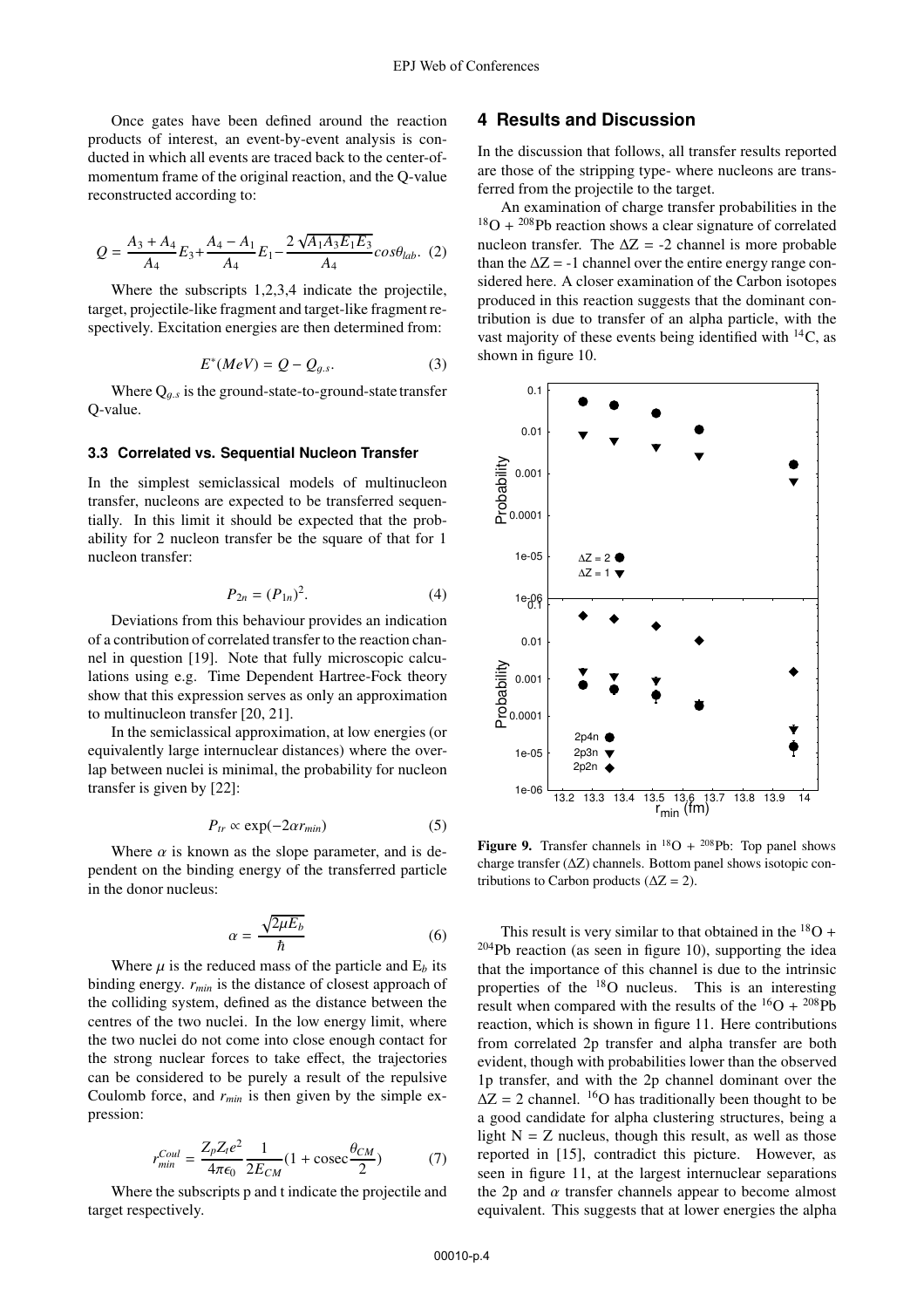Once gates have been defined around the reaction products of interest, an event-by-event analysis is conducted in which all events are traced back to the center-of-momentum frame of the original reaction, and the Q-value reconstructed according to:

$$Q = \frac{A_3 + A_4}{A_4}E_3 + \frac{A_4 - A_1}{A_4}E_1 - \frac{2\sqrt{A_1 A_3 E_1 E_3}}{A_4}cos\theta_{lab}. \quad (2)$$

Where the subscripts 1,2,3,4 indicate the projectile, target, projectile-like fragment and target-like fragment respectively. Excitation energies are then determined from:

$$E^*(MeV) = Q - Q_{g.s}. \quad (3)$$

Where $Q_{g.s}$ is the ground-state-to-ground-state transfer Q-value.

### 3.3 Correlated vs. Sequential Nucleon Transfer

In the simplest semiclassical models of multinucleon transfer, nucleons are expected to be transferred sequentially. In this limit it should be expected that the probability for 2 nucleon transfer be the square of that for 1 nucleon transfer:

$$P_{2n} = (P_{1n})^2. \quad (4)$$

Deviations from this behaviour provides an indication of a contribution of correlated transfer to the reaction channel in question [19]. Note that fully microscopic calculations using e.g. Time Dependent Hartree-Fock theory show that this expression serves as only an approximation to multinucleon transfer [20, 21].

In the semiclassical approximation, at low energies (or equivalently large internuclear distances) where the overlap between nuclei is minimal, the probability for nucleon transfer is given by [22]:

$$P_{tr} \propto \exp(-2\alpha r_{min}) \quad (5)$$

Where $\alpha$ is known as the slope parameter, and is dependent on the binding energy of the transferred particle in the donor nucleus:

$$\alpha = \frac{\sqrt{2\mu E_b}}{\hbar} \quad (6)$$

Where $\mu$ is the reduced mass of the particle and $E_b$ its binding energy. $r_{min}$ is the distance of closest approach of the colliding system, defined as the distance between the centres of the two nuclei. In the low energy limit, where the two nuclei do not come into close enough contact for the strong nuclear forces to take effect, the trajectories can be considered to be purely a result of the repulsive Coulomb force, and $r_{min}$ is then given by the simple expression:

$$r^{Coul}_{min} = \frac{Z_p Z_t e^2}{4\pi\epsilon_0}\frac{1}{2E_{CM}}(1 + \mathrm{cosec}\frac{\theta_{CM}}{2}) \quad (7)$$

Where the subscripts p and t indicate the projectile and target respectively.

## 4 Results and Discussion

In the discussion that follows, all transfer results reported are those of the stripping type- where nucleons are transferred from the projectile to the target.

An examination of charge transfer probabilities in the $^{18}$O + $^{208}$Pb reaction shows a clear signature of correlated nucleon transfer. The ΔZ = -2 channel is more probable than the ΔZ = -1 channel over the entire energy range considered here. A closer examination of the Carbon isotopes produced in this reaction suggests that the dominant contribution is due to transfer of an alpha particle, with the vast majority of these events being identified with $^{14}$C, as shown in figure 10.

**Figure 9.** Transfer channels in $^{18}$O + $^{208}$Pb: Top panel shows charge transfer (ΔZ) channels. Bottom panel shows isotopic contributions to Carbon products (ΔZ = 2).

This result is very similar to that obtained in the $^{18}$O + $^{204}$Pb reaction (as seen in figure 10), supporting the idea that the importance of this channel is due to the intrinsic properties of the $^{18}$O nucleus. This is an interesting result when compared with the results of the $^{16}$O + $^{208}$Pb reaction, which is shown in figure 11. Here contributions from correlated 2p transfer and alpha transfer are both evident, though with probabilities lower than the observed 1p transfer, and with the 2p channel dominant over the ΔZ = 2 channel. $^{16}$O has traditionally been thought to be a good candidate for alpha clustering structures, being a light N = Z nucleus, though this result, as well as those reported in [15], contradict this picture. However, as seen in figure 11, at the largest internuclear separations the 2p and $\alpha$ transfer channels appear to become almost equivalent. This suggests that at lower energies the alpha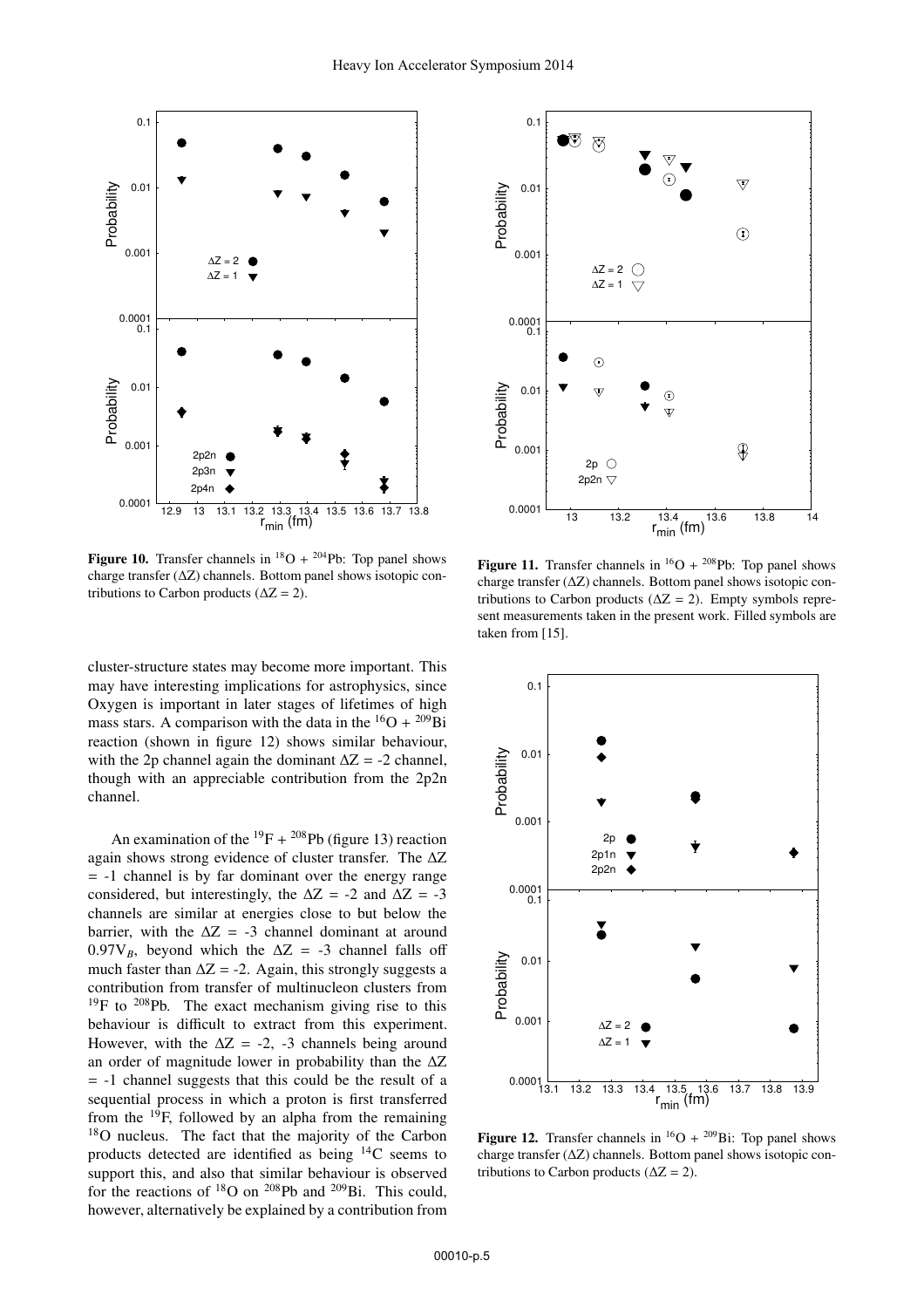**Figure 10.** Transfer channels in $^{18}O$ + $^{204}Pb$: Top panel shows charge transfer ($\Delta Z$) channels. Bottom panel shows isotopic contributions to Carbon products ($\Delta Z$ = 2).

**Figure 11.** Transfer channels in $^{16}O$ + $^{208}Pb$: Top panel shows charge transfer ($\Delta Z$) channels. Bottom panel shows isotopic contributions to Carbon products ($\Delta Z$ = 2). Empty symbols represent measurements taken in the present work. Filled symbols are taken from [15].

cluster-structure states may become more important. This may have interesting implications for astrophysics, since Oxygen is important in later stages of lifetimes of high mass stars. A comparison with the data in the $^{16}O$ + $^{209}Bi$ reaction (shown in figure 12) shows similar behaviour, with the 2p channel again the dominant $\Delta Z$ = -2 channel, though with an appreciable contribution from the 2p2n channel.

An examination of the $^{19}F$ + $^{208}Pb$ (figure 13) reaction again shows strong evidence of cluster transfer. The $\Delta Z$ = -1 channel is by far dominant over the energy range considered, but interestingly, the $\Delta Z$ = -2 and $\Delta Z$ = -3 channels are similar at energies close to but below the barrier, with the $\Delta Z$ = -3 channel dominant at around $0.97V_B$, beyond which the $\Delta Z$ = -3 channel falls off much faster than $\Delta Z$ = -2. Again, this strongly suggests a contribution from transfer of multinucleon clusters from $^{19}F$ to $^{208}Pb$. The exact mechanism giving rise to this behaviour is difficult to extract from this experiment. However, with the $\Delta Z$ = -2, -3 channels being around an order of magnitude lower in probability than the $\Delta Z$ = -1 channel suggests that this could be the result of a sequential process in which a proton is first transferred from the $^{19}F$, followed by an alpha from the remaining $^{18}O$ nucleus. The fact that the majority of the Carbon products detected are identified as being $^{14}C$ seems to support this, and also that similar behaviour is observed for the reactions of $^{18}O$ on $^{208}Pb$ and $^{209}Bi$. This could, however, alternatively be explained by a contribution from

**Figure 12.** Transfer channels in $^{16}O$ + $^{209}Bi$: Top panel shows charge transfer ($\Delta Z$) channels. Bottom panel shows isotopic contributions to Carbon products ($\Delta Z$ = 2).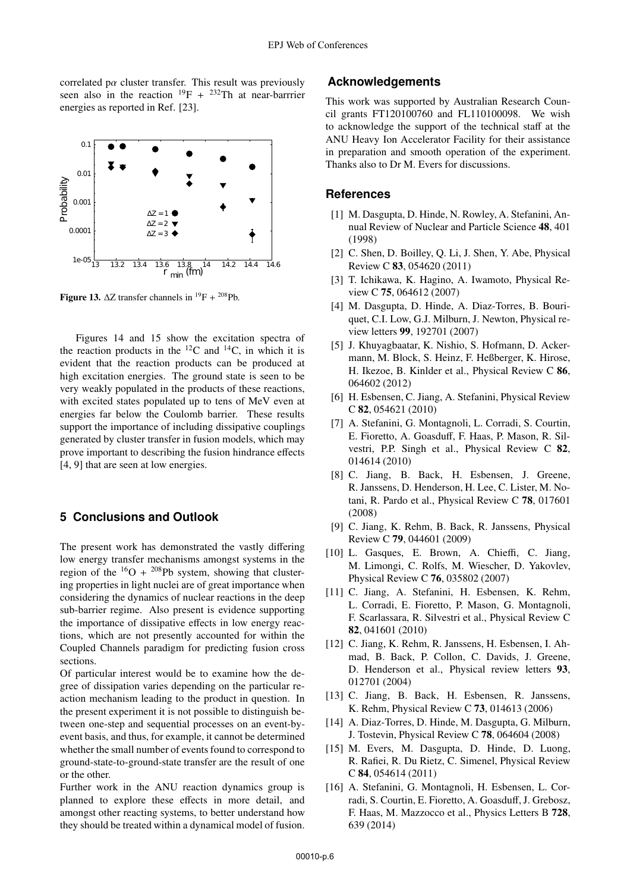correlated p$\alpha$ cluster transfer. This result was previously seen also in the reaction $^{19}$F + $^{232}$Th at near-barrrier energies as reported in Ref. [23].

**Figure 13.** $\Delta$Z transfer channels in $^{19}$F + $^{208}$Pb.

Figures 14 and 15 show the excitation spectra of the reaction products in the $^{12}$C and $^{14}$C, in which it is evident that the reaction products can be produced at high excitation energies. The ground state is seen to be very weakly populated in the products of these reactions, with excited states populated up to tens of MeV even at energies far below the Coulomb barrier. These results support the importance of including dissipative couplings generated by cluster transfer in fusion models, which may prove important to describing the fusion hindrance effects [4, 9] that are seen at low energies.

## 5 Conclusions and Outlook

The present work has demonstrated the vastly differing low energy transfer mechanisms amongst systems in the region of the $^{16}$O + $^{208}$Pb system, showing that clustering properties in light nuclei are of great importance when considering the dynamics of nuclear reactions in the deep sub-barrier regime. Also present is evidence supporting the importance of dissipative effects in low energy reactions, which are not presently accounted for within the Coupled Channels paradigm for predicting fusion cross sections.

Of particular interest would be to examine how the degree of dissipation varies depending on the particular reaction mechanism leading to the product in question. In the present experiment it is not possible to distinguish between one-step and sequential processes on an event-by-event basis, and thus, for example, it cannot be determined whether the small number of events found to correspond to ground-state-to-ground-state transfer are the result of one or the other.

Further work in the ANU reaction dynamics group is planned to explore these effects in more detail, and amongst other reacting systems, to better understand how they should be treated within a dynamical model of fusion.

## Acknowledgements

This work was supported by Australian Research Council grants FT120100760 and FL110100098. We wish to acknowledge the support of the technical staff at the ANU Heavy Ion Accelerator Facility for their assistance in preparation and smooth operation of the experiment. Thanks also to Dr M. Evers for discussions.

## References

[1] M. Dasgupta, D. Hinde, N. Rowley, A. Stefanini, Annual Review of Nuclear and Particle Science **48**, 401 (1998)

[2] C. Shen, D. Boilley, Q. Li, J. Shen, Y. Abe, Physical Review C **83**, 054620 (2011)

[3] T. Ichikawa, K. Hagino, A. Iwamoto, Physical Review C **75**, 064612 (2007)

[4] M. Dasgupta, D. Hinde, A. Diaz-Torres, B. Bouriquet, C.I. Low, G.J. Milburn, J. Newton, Physical review letters **99**, 192701 (2007)

[5] J. Khuyagbaatar, K. Nishio, S. Hofmann, D. Ackermann, M. Block, S. Heinz, F. Heßberger, K. Hirose, H. Ikezoe, B. Kinlder et al., Physical Review C **86**, 064602 (2012)

[6] H. Esbensen, C. Jiang, A. Stefanini, Physical Review C **82**, 054621 (2010)

[7] A. Stefanini, G. Montagnoli, L. Corradi, S. Courtin, E. Fioretto, A. Goasduff, F. Haas, P. Mason, R. Silvestri, P.P. Singh et al., Physical Review C **82**, 014614 (2010)

[8] C. Jiang, B. Back, H. Esbensen, J. Greene, R. Janssens, D. Henderson, H. Lee, C. Lister, M. Notani, R. Pardo et al., Physical Review C **78**, 017601 (2008)

[9] C. Jiang, K. Rehm, B. Back, R. Janssens, Physical Review C **79**, 044601 (2009)

[10] L. Gasques, E. Brown, A. Chieffi, C. Jiang, M. Limongi, C. Rolfs, M. Wiescher, D. Yakovlev, Physical Review C **76**, 035802 (2007)

[11] C. Jiang, A. Stefanini, H. Esbensen, K. Rehm, L. Corradi, E. Fioretto, P. Mason, G. Montagnoli, F. Scarlassara, R. Silvestri et al., Physical Review C **82**, 041601 (2010)

[12] C. Jiang, K. Rehm, R. Janssens, H. Esbensen, I. Ahmad, B. Back, P. Collon, C. Davids, J. Greene, D. Henderson et al., Physical review letters **93**, 012701 (2004)

[13] C. Jiang, B. Back, H. Esbensen, R. Janssens, K. Rehm, Physical Review C **73**, 014613 (2006)

[14] A. Diaz-Torres, D. Hinde, M. Dasgupta, G. Milburn, J. Tostevin, Physical Review C **78**, 064604 (2008)

[15] M. Evers, M. Dasgupta, D. Hinde, D. Luong, R. Rafiei, R. Du Rietz, C. Simenel, Physical Review C **84**, 054614 (2011)

[16] A. Stefanini, G. Montagnoli, H. Esbensen, L. Corradi, S. Courtin, E. Fioretto, A. Goasduff, J. Grebosz, F. Haas, M. Mazzocco et al., Physics Letters B **728**, 639 (2014)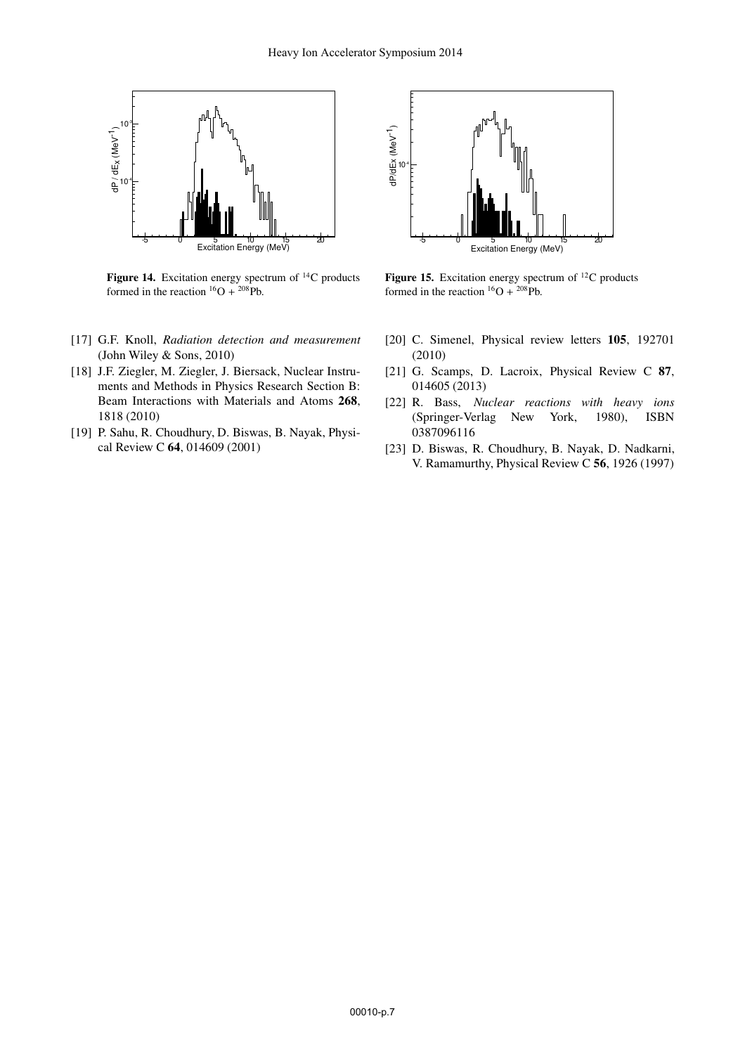dP / dE$_X$ (MeV$^{-1}$)

10$^{-3}$

10$^{-4}$

-5 0 5 10 15 20

Excitation Energy (MeV)

**Figure 14.** Excitation energy spectrum of $^{14}$C products formed in the reaction $^{16}$O + $^{208}$Pb.

dP/dEx (MeV$^{-1}$)

10$^{-4}$

-5 0 5 10 15 20

Excitation Energy (MeV)

**Figure 15.** Excitation energy spectrum of $^{12}$C products formed in the reaction $^{16}$O + $^{208}$Pb.

[17] G.F. Knoll, *Radiation detection and measurement* (John Wiley & Sons, 2010)

[18] J.F. Ziegler, M. Ziegler, J. Biersack, Nuclear Instruments and Methods in Physics Research Section B: Beam Interactions with Materials and Atoms **268**, 1818 (2010)

[19] P. Sahu, R. Choudhury, D. Biswas, B. Nayak, Physical Review C **64**, 014609 (2001)

[20] C. Simenel, Physical review letters **105**, 192701 (2010)

[21] G. Scamps, D. Lacroix, Physical Review C **87**, 014605 (2013)

[22] R. Bass, *Nuclear reactions with heavy ions* (Springer-Verlag New York, 1980), ISBN 0387096116

[23] D. Biswas, R. Choudhury, B. Nayak, D. Nadkarni, V. Ramamurthy, Physical Review C **56**, 1926 (1997)